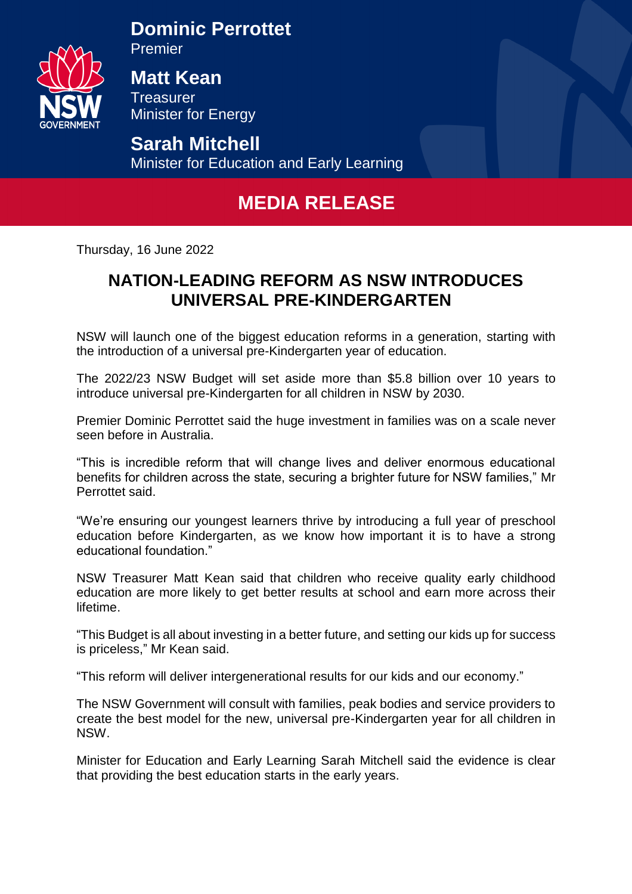**Dominic Perrottet**
Premier

**Matt Kean**
Treasurer
Minister for Energy

**Sarah Mitchell**
Minister for Education and Early Learning

# MEDIA RELEASE

Thursday, 16 June 2022

## NATION-LEADING REFORM AS NSW INTRODUCES UNIVERSAL PRE-KINDERGARTEN

NSW will launch one of the biggest education reforms in a generation, starting with the introduction of a universal pre-Kindergarten year of education.

The 2022/23 NSW Budget will set aside more than $5.8 billion over 10 years to introduce universal pre-Kindergarten for all children in NSW by 2030.

Premier Dominic Perrottet said the huge investment in families was on a scale never seen before in Australia.

"This is incredible reform that will change lives and deliver enormous educational benefits for children across the state, securing a brighter future for NSW families," Mr Perrottet said.

"We're ensuring our youngest learners thrive by introducing a full year of preschool education before Kindergarten, as we know how important it is to have a strong educational foundation."

NSW Treasurer Matt Kean said that children who receive quality early childhood education are more likely to get better results at school and earn more across their lifetime.

"This Budget is all about investing in a better future, and setting our kids up for success is priceless," Mr Kean said.

"This reform will deliver intergenerational results for our kids and our economy."

The NSW Government will consult with families, peak bodies and service providers to create the best model for the new, universal pre-Kindergarten year for all children in NSW.

Minister for Education and Early Learning Sarah Mitchell said the evidence is clear that providing the best education starts in the early years.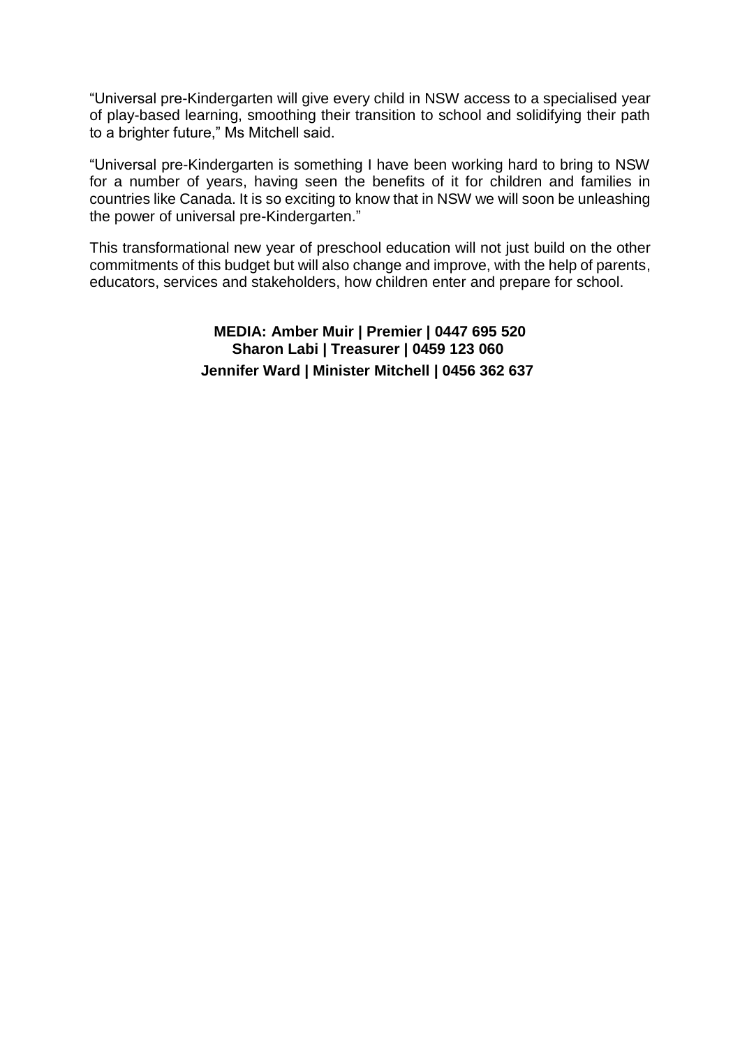"Universal pre-Kindergarten will give every child in NSW access to a specialised year of play-based learning, smoothing their transition to school and solidifying their path to a brighter future," Ms Mitchell said.

"Universal pre-Kindergarten is something I have been working hard to bring to NSW for a number of years, having seen the benefits of it for children and families in countries like Canada. It is so exciting to know that in NSW we will soon be unleashing the power of universal pre-Kindergarten."

This transformational new year of preschool education will not just build on the other commitments of this budget but will also change and improve, with the help of parents, educators, services and stakeholders, how children enter and prepare for school.

**MEDIA: Amber Muir | Premier | 0447 695 520**
**Sharon Labi | Treasurer | 0459 123 060**
**Jennifer Ward | Minister Mitchell | 0456 362 637**